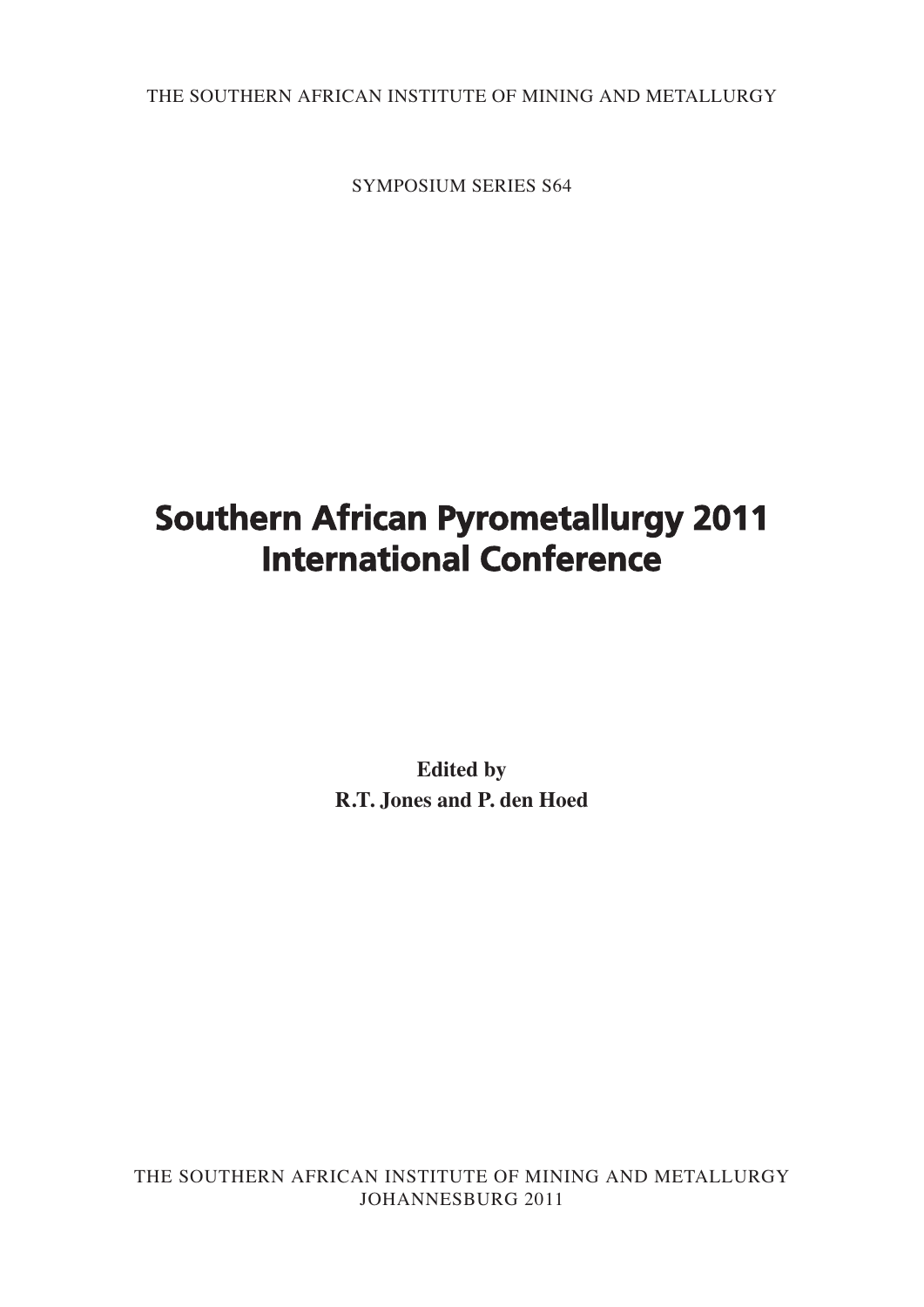THE SOUTHERN AFRICAN INSTITUTE OF MINING AND METALLURGY

SYMPOSIUM SERIES S64

# Southern African Pyrometallurgy 2011 International Conference

**Edited by**
**R.T. Jones and P. den Hoed**

THE SOUTHERN AFRICAN INSTITUTE OF MINING AND METALLURGY
JOHANNESBURG 2011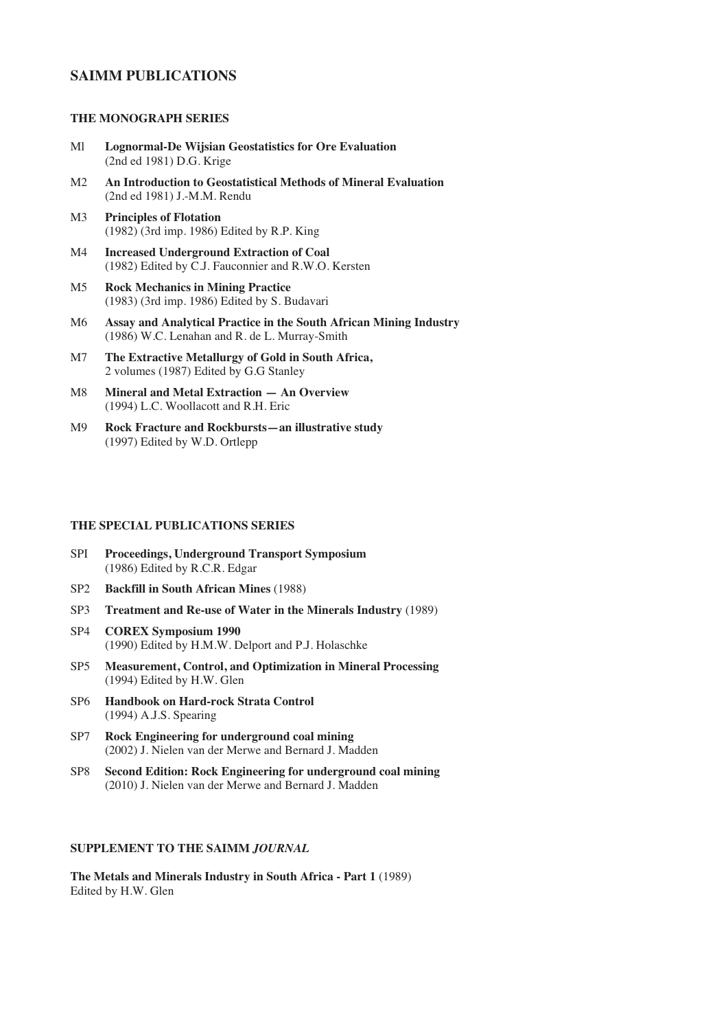## SAIMM PUBLICATIONS

### THE MONOGRAPH SERIES

M1 **Lognormal-De Wijsian Geostatistics for Ore Evaluation**
(2nd ed 1981) D.G. Krige

M2 **An Introduction to Geostatistical Methods of Mineral Evaluation**
(2nd ed 1981) J.-M.M. Rendu

M3 **Principles of Flotation**
(1982) (3rd imp. 1986) Edited by R.P. King

M4 **Increased Underground Extraction of Coal**
(1982) Edited by C.J. Fauconnier and R.W.O. Kersten

M5 **Rock Mechanics in Mining Practice**
(1983) (3rd imp. 1986) Edited by S. Budavari

M6 **Assay and Analytical Practice in the South African Mining Industry**
(1986) W.C. Lenahan and R. de L. Murray-Smith

M7 **The Extractive Metallurgy of Gold in South Africa,**
2 volumes (1987) Edited by G.G Stanley

M8 **Mineral and Metal Extraction — An Overview**
(1994) L.C. Woollacott and R.H. Eric

M9 **Rock Fracture and Rockbursts—an illustrative study**
(1997) Edited by W.D. Ortlepp

### THE SPECIAL PUBLICATIONS SERIES

SP1 **Proceedings, Underground Transport Symposium**
(1986) Edited by R.C.R. Edgar

SP2 **Backfill in South African Mines** (1988)

SP3 **Treatment and Re-use of Water in the Minerals Industry** (1989)

SP4 **COREX Symposium 1990**
(1990) Edited by H.M.W. Delport and P.J. Holaschke

SP5 **Measurement, Control, and Optimization in Mineral Processing**
(1994) Edited by H.W. Glen

SP6 **Handbook on Hard-rock Strata Control**
(1994) A.J.S. Spearing

SP7 **Rock Engineering for underground coal mining**
(2002) J. Nielen van der Merwe and Bernard J. Madden

SP8 **Second Edition: Rock Engineering for underground coal mining**
(2010) J. Nielen van der Merwe and Bernard J. Madden

### SUPPLEMENT TO THE SAIMM *JOURNAL*

**The Metals and Minerals Industry in South Africa - Part 1** (1989)
Edited by H.W. Glen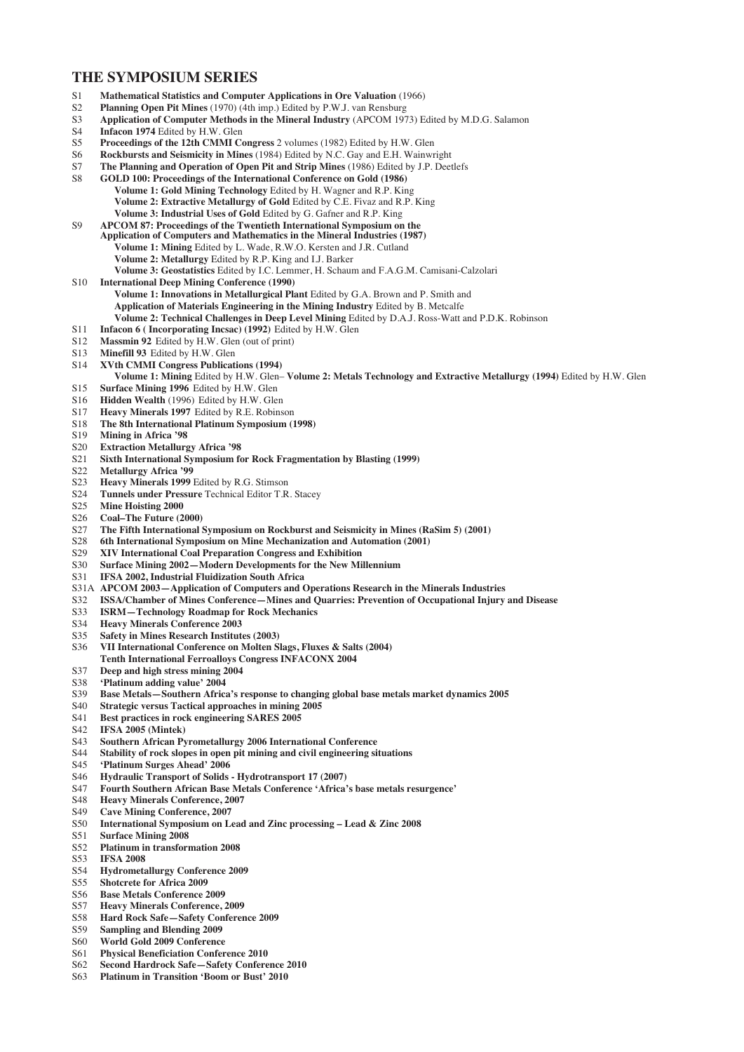## THE SYMPOSIUM SERIES

- S1 **Mathematical Statistics and Computer Applications in Ore Valuation** (1966)
- S2 **Planning Open Pit Mines** (1970) (4th imp.) Edited by P.W.J. van Rensburg
- S3 **Application of Computer Methods in the Mineral Industry** (APCOM 1973) Edited by M.D.G. Salamon
- S4 **Infacon 1974** Edited by H.W. Glen
- S5 **Proceedings of the 12th CMMI Congress** 2 volumes (1982) Edited by H.W. Glen
- S6 **Rockbursts and Seismicity in Mines** (1984) Edited by N.C. Gay and E.H. Wainwright
- S7 **The Planning and Operation of Open Pit and Strip Mines** (1986) Edited by J.P. Deetlefs
- S8 **GOLD 100: Proceedings of the International Conference on Gold (1986)**
  - **Volume 1: Gold Mining Technology** Edited by H. Wagner and R.P. King
  - **Volume 2: Extractive Metallurgy of Gold** Edited by C.E. Fivaz and R.P. King
  - **Volume 3: Industrial Uses of Gold** Edited by G. Gafner and R.P. King
- S9 **APCOM 87: Proceedings of the Twentieth International Symposium on the Application of Computers and Mathematics in the Mineral Industries (1987)**
  - **Volume 1: Mining** Edited by L. Wade, R.W.O. Kersten and J.R. Cutland
  - **Volume 2: Metallurgy** Edited by R.P. King and I.J. Barker
  - **Volume 3: Geostatistics** Edited by I.C. Lemmer, H. Schaum and F.A.G.M. Camisani-Calzolari
- S10 **International Deep Mining Conference (1990)**
  - **Volume 1: Innovations in Metallurgical Plant** Edited by G.A. Brown and P. Smith and **Application of Materials Engineering in the Mining Industry** Edited by B. Metcalfe
  - **Volume 2: Technical Challenges in Deep Level Mining** Edited by D.A.J. Ross-Watt and P.D.K. Robinson
- S11 **Infacon 6 ( Incorporating Incsac) (1992)** Edited by H.W. Glen
- S12 **Massmin 92** Edited by H.W. Glen (out of print)
- S13 **Minefill 93** Edited by H.W. Glen
- S14 **XVth CMMI Congress Publications (1994)**
  - **Volume 1: Mining** Edited by H.W. Glen– **Volume 2: Metals Technology and Extractive Metallurgy (1994)** Edited by H.W. Glen
- S15 **Surface Mining 1996** Edited by H.W. Glen
- S16 **Hidden Wealth** (1996) Edited by H.W. Glen
- S17 **Heavy Minerals 1997** Edited by R.E. Robinson
- S18 **The 8th International Platinum Symposium (1998)**
- S19 **Mining in Africa '98**
- S20 **Extraction Metallurgy Africa '98**
- S21 **Sixth International Symposium for Rock Fragmentation by Blasting (1999)**
- S22 **Metallurgy Africa '99**
- S23 **Heavy Minerals 1999** Edited by R.G. Stimson
- S24 **Tunnels under Pressure** Technical Editor T.R. Stacey
- S25 **Mine Hoisting 2000**
- S26 **Coal–The Future (2000)**
- S27 **The Fifth International Symposium on Rockburst and Seismicity in Mines (RaSim 5) (2001)**
- S28 **6th International Symposium on Mine Mechanization and Automation (2001)**
- S29 **XIV International Coal Preparation Congress and Exhibition**
- S30 **Surface Mining 2002—Modern Developments for the New Millennium**
- S31 **IFSA 2002, Industrial Fluidization South Africa**
- S31A **APCOM 2003—Application of Computers and Operations Research in the Minerals Industries**
- S32 **ISSA/Chamber of Mines Conference—Mines and Quarries: Prevention of Occupational Injury and Disease**
- S33 **ISRM—Technology Roadmap for Rock Mechanics**
- S34 **Heavy Minerals Conference 2003**
- S35 **Safety in Mines Research Institutes (2003)**
- S36 **VII International Conference on Molten Slags, Fluxes & Salts (2004)**
  **Tenth International Ferroalloys Congress INFACONX 2004**
- S37 **Deep and high stress mining 2004**
- S38 **'Platinum adding value' 2004**
- S39 **Base Metals—Southern Africa's response to changing global base metals market dynamics 2005**
- S40 **Strategic versus Tactical approaches in mining 2005**
- S41 **Best practices in rock engineering SARES 2005**
- S42 **IFSA 2005 (Mintek)**
- S43 **Southern African Pyrometallurgy 2006 International Conference**
- S44 **Stability of rock slopes in open pit mining and civil engineering situations**
- S45 **'Platinum Surges Ahead' 2006**
- S46 **Hydraulic Transport of Solids - Hydrotransport 17 (2007)**
- S47 **Fourth Southern African Base Metals Conference 'Africa's base metals resurgence'**
- S48 **Heavy Minerals Conference, 2007**
- S49 **Cave Mining Conference, 2007**
- S50 **International Symposium on Lead and Zinc processing – Lead & Zinc 2008**
- S51 **Surface Mining 2008**
- S52 **Platinum in transformation 2008**
- S53 **IFSA 2008**
- S54 **Hydrometallurgy Conference 2009**
- S55 **Shotcrete for Africa 2009**
- S56 **Base Metals Conference 2009**
- S57 **Heavy Minerals Conference, 2009**
- S58 **Hard Rock Safe—Safety Conference 2009**
- S59 **Sampling and Blending 2009**
- S60 **World Gold 2009 Conference**
- S61 **Physical Beneficiation Conference 2010**
- S62 **Second Hardrock Safe—Safety Conference 2010**
- S63 **Platinum in Transition 'Boom or Bust' 2010**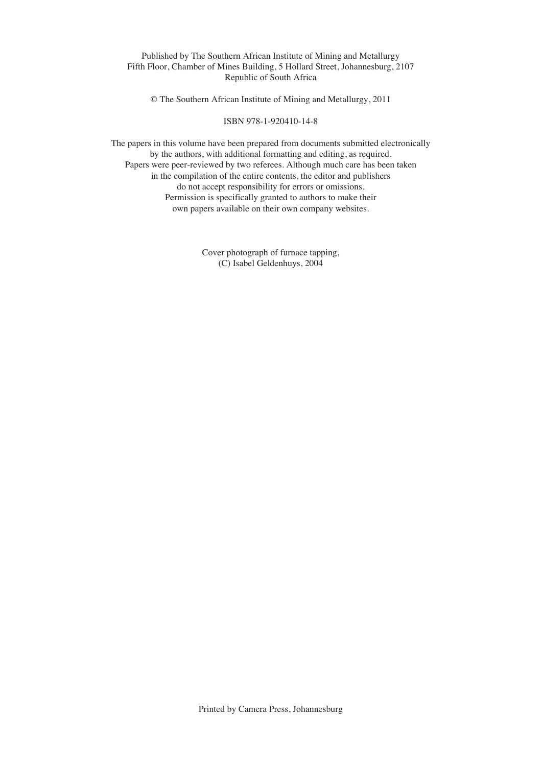Published by The Southern African Institute of Mining and Metallurgy
Fifth Floor, Chamber of Mines Building, 5 Hollard Street, Johannesburg, 2107
Republic of South Africa

© The Southern African Institute of Mining and Metallurgy, 2011

ISBN 978-1-920410-14-8

The papers in this volume have been prepared from documents submitted electronically
by the authors, with additional formatting and editing, as required.
Papers were peer-reviewed by two referees. Although much care has been taken
in the compilation of the entire contents, the editor and publishers
do not accept responsibility for errors or omissions.
Permission is specifically granted to authors to make their
own papers available on their own company websites.

Cover photograph of furnace tapping,
(C) Isabel Geldenhuys, 2004

Printed by Camera Press, Johannesburg